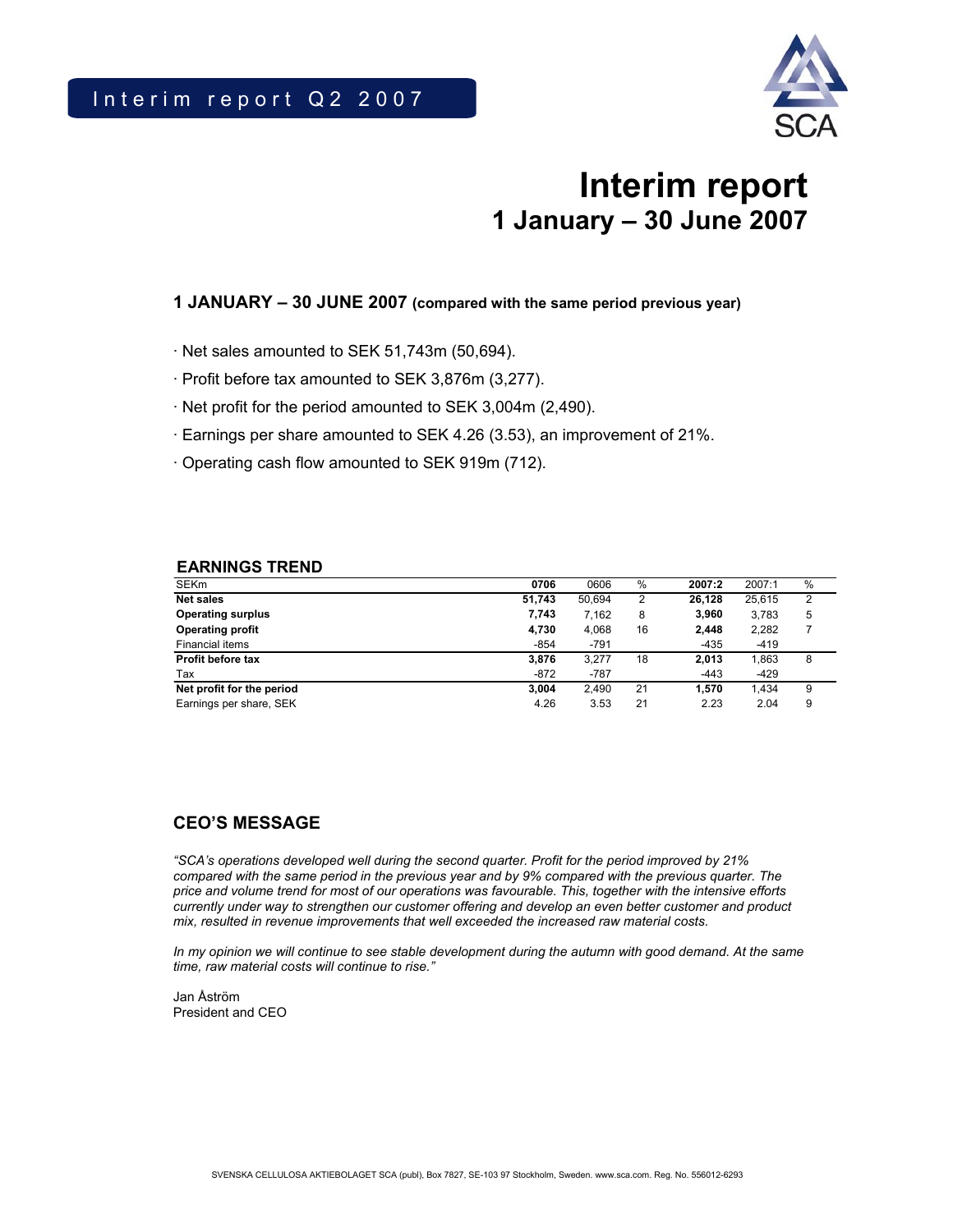# Interim report Q2 2007

# Interim report
## 1 January – 30 June 2007

### 1 JANUARY – 30 JUNE 2007 (compared with the same period previous year)

- Net sales amounted to SEK 51,743m (50,694).
- Profit before tax amounted to SEK 3,876m (3,277).
- Net profit for the period amounted to SEK 3,004m (2,490).
- Earnings per share amounted to SEK 4.26 (3.53), an improvement of 21%.
- Operating cash flow amounted to SEK 919m (712).

### EARNINGS TREND

| SEKm | 0706 | 0606 | % | 2007:2 | 2007:1 | % |
|---|---|---|---|---|---|---|
| **Net sales** | **51,743** | 50,694 | 2 | **26,128** | 25,615 | 2 |
| **Operating surplus** | **7,743** | 7,162 | 8 | **3,960** | 3,783 | 5 |
| **Operating profit** | **4,730** | 4,068 | 16 | **2,448** | 2,282 | 7 |
| Financial items | -854 | -791 | | -435 | -419 | |
| **Profit before tax** | **3,876** | 3,277 | 18 | **2,013** | 1,863 | 8 |
| Tax | -872 | -787 | | -443 | -429 | |
| **Net profit for the period** | **3,004** | 2,490 | 21 | **1,570** | 1,434 | 9 |
| Earnings per share, SEK | 4.26 | 3.53 | 21 | 2.23 | 2.04 | 9 |

### CEO'S MESSAGE

*"SCA's operations developed well during the second quarter. Profit for the period improved by 21% compared with the same period in the previous year and by 9% compared with the previous quarter. The price and volume trend for most of our operations was favourable. This, together with the intensive efforts currently under way to strengthen our customer offering and develop an even better customer and product mix, resulted in revenue improvements that well exceeded the increased raw material costs.*

*In my opinion we will continue to see stable development during the autumn with good demand. At the same time, raw material costs will continue to rise."*

Jan Åström
President and CEO

SVENSKA CELLULOSA AKTIEBOLAGET SCA (publ), Box 7827, SE-103 97 Stockholm, Sweden. www.sca.com. Reg. No. 556012-6293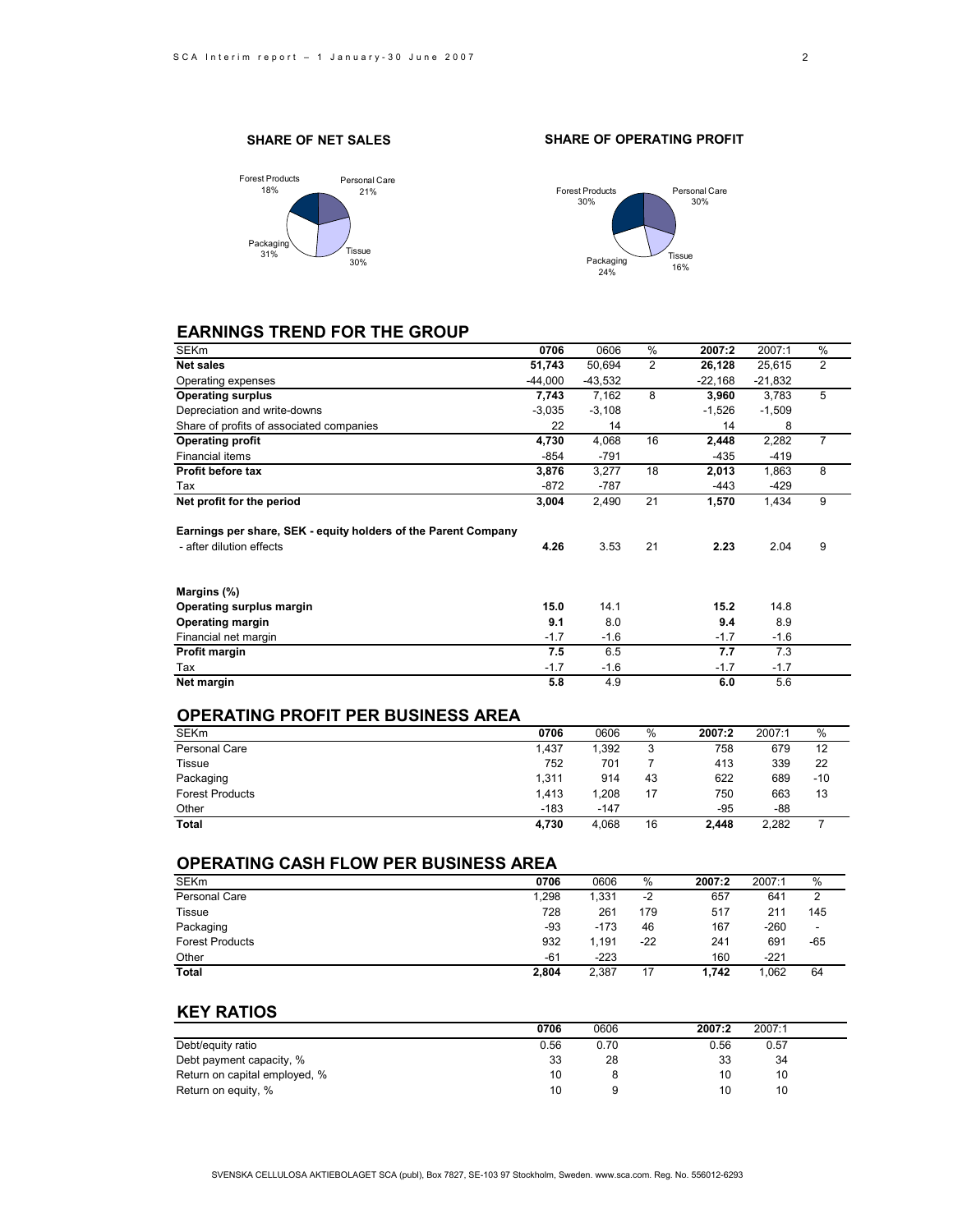**SHARE OF NET SALES**

Forest Products 18%
Personal Care 21%
Packaging 31%
Tissue 30%

**SHARE OF OPERATING PROFIT**

Forest Products 30%
Personal Care 30%
Packaging 24%
Tissue 16%

## EARNINGS TREND FOR THE GROUP

| SEKm | 0706 | 0606 | % | 2007:2 | 2007:1 | % |
|---|---|---|---|---|---|---|
| **Net sales** | **51,743** | 50,694 | 2 | **26,128** | 25,615 | 2 |
| Operating expenses | -44,000 | -43,532 | | -22,168 | -21,832 | |
| **Operating surplus** | **7,743** | 7,162 | 8 | **3,960** | 3,783 | 5 |
| Depreciation and write-downs | -3,035 | -3,108 | | -1,526 | -1,509 | |
| Share of profits of associated companies | 22 | 14 | | 14 | 8 | |
| **Operating profit** | **4,730** | 4,068 | 16 | **2,448** | 2,282 | 7 |
| Financial items | -854 | -791 | | -435 | -419 | |
| **Profit before tax** | **3,876** | 3,277 | 18 | **2,013** | 1,863 | 8 |
| Tax | -872 | -787 | | -443 | -429 | |
| **Net profit for the period** | **3,004** | 2,490 | 21 | **1,570** | 1,434 | 9 |
| | | | | | | |
| **Earnings per share, SEK - equity holders of the Parent Company** | | | | | | |
| - after dilution effects | **4.26** | 3.53 | 21 | **2.23** | 2.04 | 9 |
| | | | | | | |
| **Margins (%)** | | | | | | |
| **Operating surplus margin** | **15.0** | 14.1 | | **15.2** | 14.8 | |
| **Operating margin** | **9.1** | 8.0 | | **9.4** | 8.9 | |
| Financial net margin | -1.7 | -1.6 | | -1.7 | -1.6 | |
| **Profit margin** | **7.5** | 6.5 | | **7.7** | 7.3 | |
| Tax | -1.7 | -1.6 | | -1.7 | -1.7 | |
| **Net margin** | **5.8** | 4.9 | | **6.0** | 5.6 | |

## OPERATING PROFIT PER BUSINESS AREA

| SEKm | 0706 | 0606 | % | 2007:2 | 2007:1 | % |
|---|---|---|---|---|---|---|
| Personal Care | 1,437 | 1,392 | 3 | 758 | 679 | 12 |
| Tissue | 752 | 701 | 7 | 413 | 339 | 22 |
| Packaging | 1,311 | 914 | 43 | 622 | 689 | -10 |
| Forest Products | 1,413 | 1,208 | 17 | 750 | 663 | 13 |
| Other | -183 | -147 | | -95 | -88 | |
| **Total** | **4,730** | 4,068 | 16 | **2,448** | 2,282 | 7 |

## OPERATING CASH FLOW PER BUSINESS AREA

| SEKm | 0706 | 0606 | % | 2007:2 | 2007:1 | % |
|---|---|---|---|---|---|---|
| Personal Care | 1,298 | 1,331 | -2 | 657 | 641 | 2 |
| Tissue | 728 | 261 | 179 | 517 | 211 | 145 |
| Packaging | -93 | -173 | 46 | 167 | -260 | - |
| Forest Products | 932 | 1,191 | -22 | 241 | 691 | -65 |
| Other | -61 | -223 | | 160 | -221 | |
| **Total** | **2,804** | 2,387 | 17 | **1,742** | 1,062 | 64 |

## KEY RATIOS

| | 0706 | 0606 | 2007:2 | 2007:1 |
|---|---|---|---|---|
| Debt/equity ratio | 0.56 | 0.70 | 0.56 | 0.57 |
| Debt payment capacity, % | 33 | 28 | 33 | 34 |
| Return on capital employed, % | 10 | 8 | 10 | 10 |
| Return on equity, % | 10 | 9 | 10 | 10 |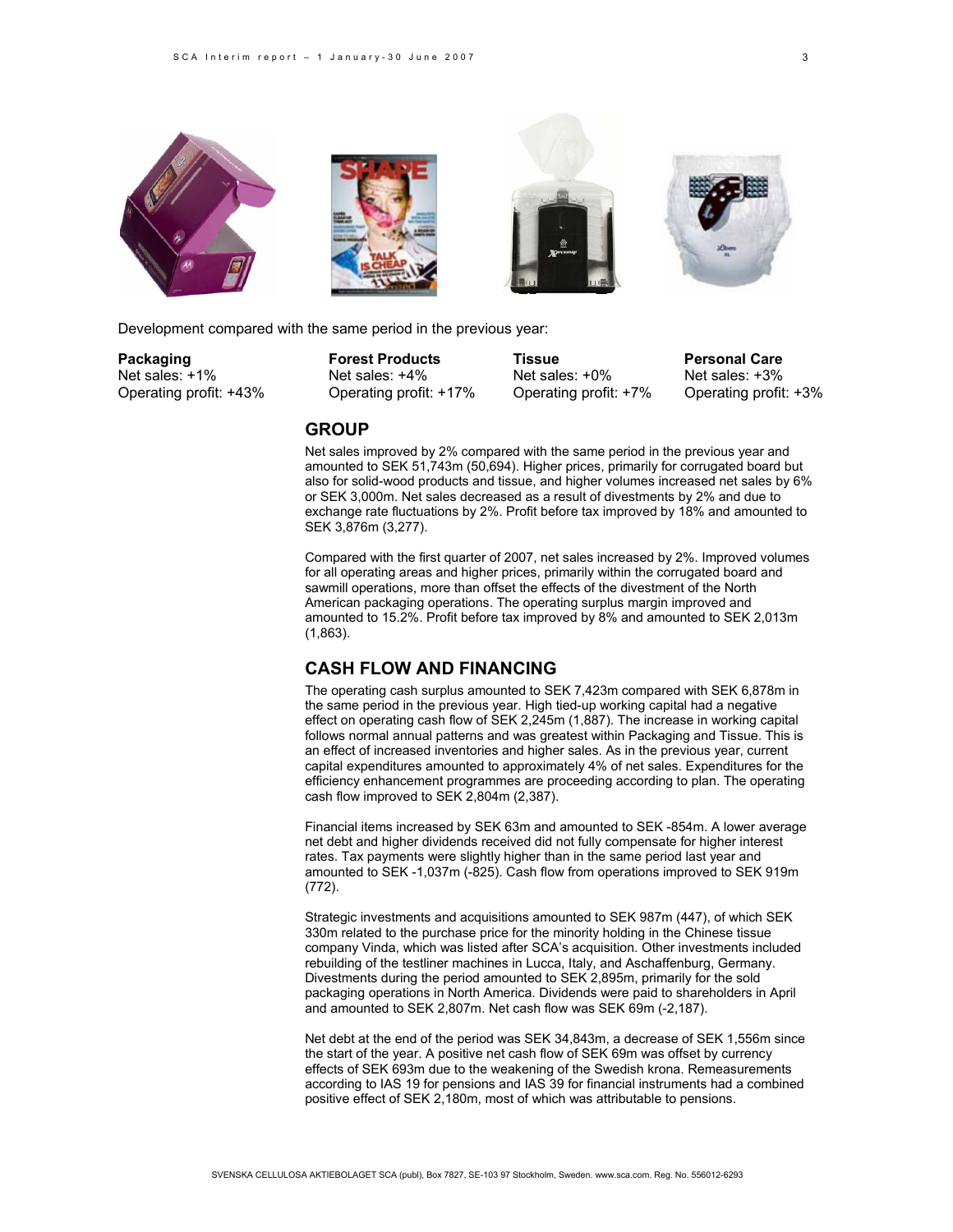Development compared with the same period in the previous year:

| Packaging | Forest Products | Tissue | Personal Care |
|---|---|---|---|
| Net sales: +1% | Net sales: +4% | Net sales: +0% | Net sales: +3% |
| Operating profit: +43% | Operating profit: +17% | Operating profit: +7% | Operating profit: +3% |

## GROUP

Net sales improved by 2% compared with the same period in the previous year and amounted to SEK 51,743m (50,694). Higher prices, primarily for corrugated board but also for solid-wood products and tissue, and higher volumes increased net sales by 6% or SEK 3,000m. Net sales decreased as a result of divestments by 2% and due to exchange rate fluctuations by 2%. Profit before tax improved by 18% and amounted to SEK 3,876m (3,277).

Compared with the first quarter of 2007, net sales increased by 2%. Improved volumes for all operating areas and higher prices, primarily within the corrugated board and sawmill operations, more than offset the effects of the divestment of the North American packaging operations. The operating surplus margin improved and amounted to 15.2%. Profit before tax improved by 8% and amounted to SEK 2,013m (1,863).

## CASH FLOW AND FINANCING

The operating cash surplus amounted to SEK 7,423m compared with SEK 6,878m in the same period in the previous year. High tied-up working capital had a negative effect on operating cash flow of SEK 2,245m (1,887). The increase in working capital follows normal annual patterns and was greatest within Packaging and Tissue. This is an effect of increased inventories and higher sales. As in the previous year, current capital expenditures amounted to approximately 4% of net sales. Expenditures for the efficiency enhancement programmes are proceeding according to plan. The operating cash flow improved to SEK 2,804m (2,387).

Financial items increased by SEK 63m and amounted to SEK -854m. A lower average net debt and higher dividends received did not fully compensate for higher interest rates. Tax payments were slightly higher than in the same period last year and amounted to SEK -1,037m (-825). Cash flow from operations improved to SEK 919m (772).

Strategic investments and acquisitions amounted to SEK 987m (447), of which SEK 330m related to the purchase price for the minority holding in the Chinese tissue company Vinda, which was listed after SCA's acquisition. Other investments included rebuilding of the testliner machines in Lucca, Italy, and Aschaffenburg, Germany. Divestments during the period amounted to SEK 2,895m, primarily for the sold packaging operations in North America. Dividends were paid to shareholders in April and amounted to SEK 2,807m. Net cash flow was SEK 69m (-2,187).

Net debt at the end of the period was SEK 34,843m, a decrease of SEK 1,556m since the start of the year. A positive net cash flow of SEK 69m was offset by currency effects of SEK 693m due to the weakening of the Swedish krona. Remeasurements according to IAS 19 for pensions and IAS 39 for financial instruments had a combined positive effect of SEK 2,180m, most of which was attributable to pensions.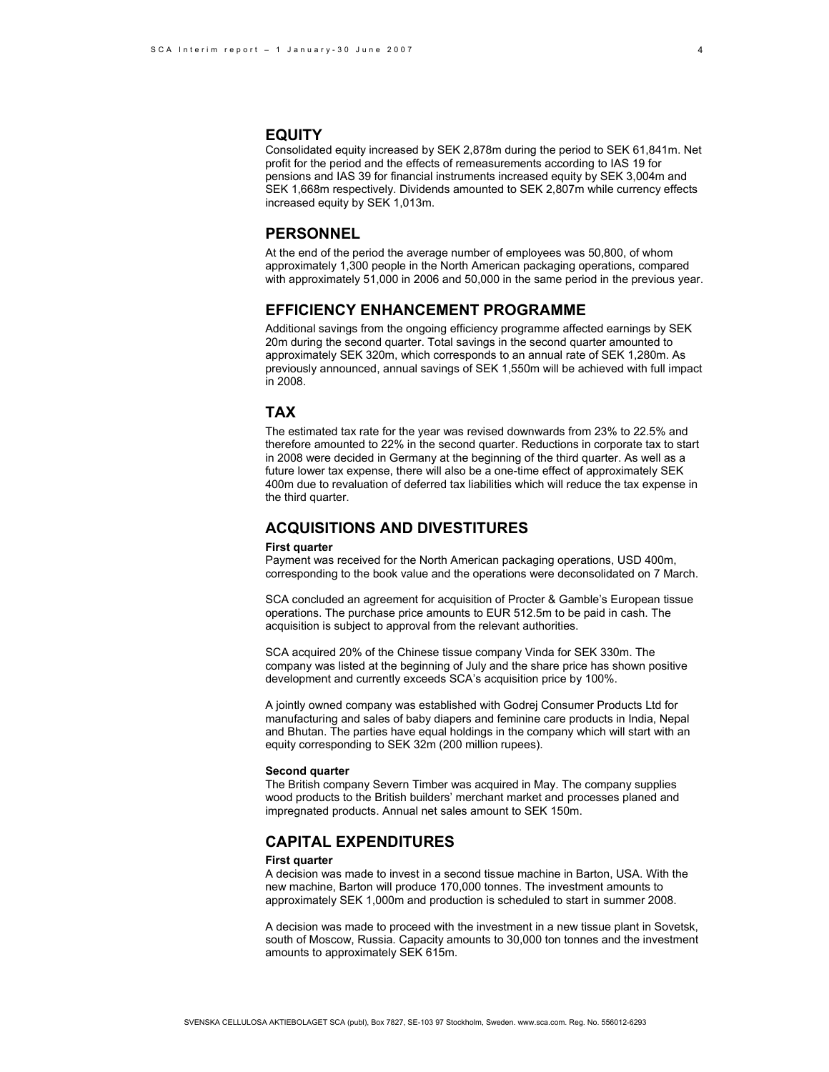## EQUITY

Consolidated equity increased by SEK 2,878m during the period to SEK 61,841m. Net profit for the period and the effects of remeasurements according to IAS 19 for pensions and IAS 39 for financial instruments increased equity by SEK 3,004m and SEK 1,668m respectively. Dividends amounted to SEK 2,807m while currency effects increased equity by SEK 1,013m.

## PERSONNEL

At the end of the period the average number of employees was 50,800, of whom approximately 1,300 people in the North American packaging operations, compared with approximately 51,000 in 2006 and 50,000 in the same period in the previous year.

## EFFICIENCY ENHANCEMENT PROGRAMME

Additional savings from the ongoing efficiency programme affected earnings by SEK 20m during the second quarter. Total savings in the second quarter amounted to approximately SEK 320m, which corresponds to an annual rate of SEK 1,280m. As previously announced, annual savings of SEK 1,550m will be achieved with full impact in 2008.

## TAX

The estimated tax rate for the year was revised downwards from 23% to 22.5% and therefore amounted to 22% in the second quarter. Reductions in corporate tax to start in 2008 were decided in Germany at the beginning of the third quarter. As well as a future lower tax expense, there will also be a one-time effect of approximately SEK 400m due to revaluation of deferred tax liabilities which will reduce the tax expense in the third quarter.

## ACQUISITIONS AND DIVESTITURES

**First quarter**

Payment was received for the North American packaging operations, USD 400m, corresponding to the book value and the operations were deconsolidated on 7 March.

SCA concluded an agreement for acquisition of Procter & Gamble's European tissue operations. The purchase price amounts to EUR 512.5m to be paid in cash. The acquisition is subject to approval from the relevant authorities.

SCA acquired 20% of the Chinese tissue company Vinda for SEK 330m. The company was listed at the beginning of July and the share price has shown positive development and currently exceeds SCA's acquisition price by 100%.

A jointly owned company was established with Godrej Consumer Products Ltd for manufacturing and sales of baby diapers and feminine care products in India, Nepal and Bhutan. The parties have equal holdings in the company which will start with an equity corresponding to SEK 32m (200 million rupees).

**Second quarter**

The British company Severn Timber was acquired in May. The company supplies wood products to the British builders' merchant market and processes planed and impregnated products. Annual net sales amount to SEK 150m.

## CAPITAL EXPENDITURES

**First quarter**

A decision was made to invest in a second tissue machine in Barton, USA. With the new machine, Barton will produce 170,000 tonnes. The investment amounts to approximately SEK 1,000m and production is scheduled to start in summer 2008.

A decision was made to proceed with the investment in a new tissue plant in Sovetsk, south of Moscow, Russia. Capacity amounts to 30,000 ton tonnes and the investment amounts to approximately SEK 615m.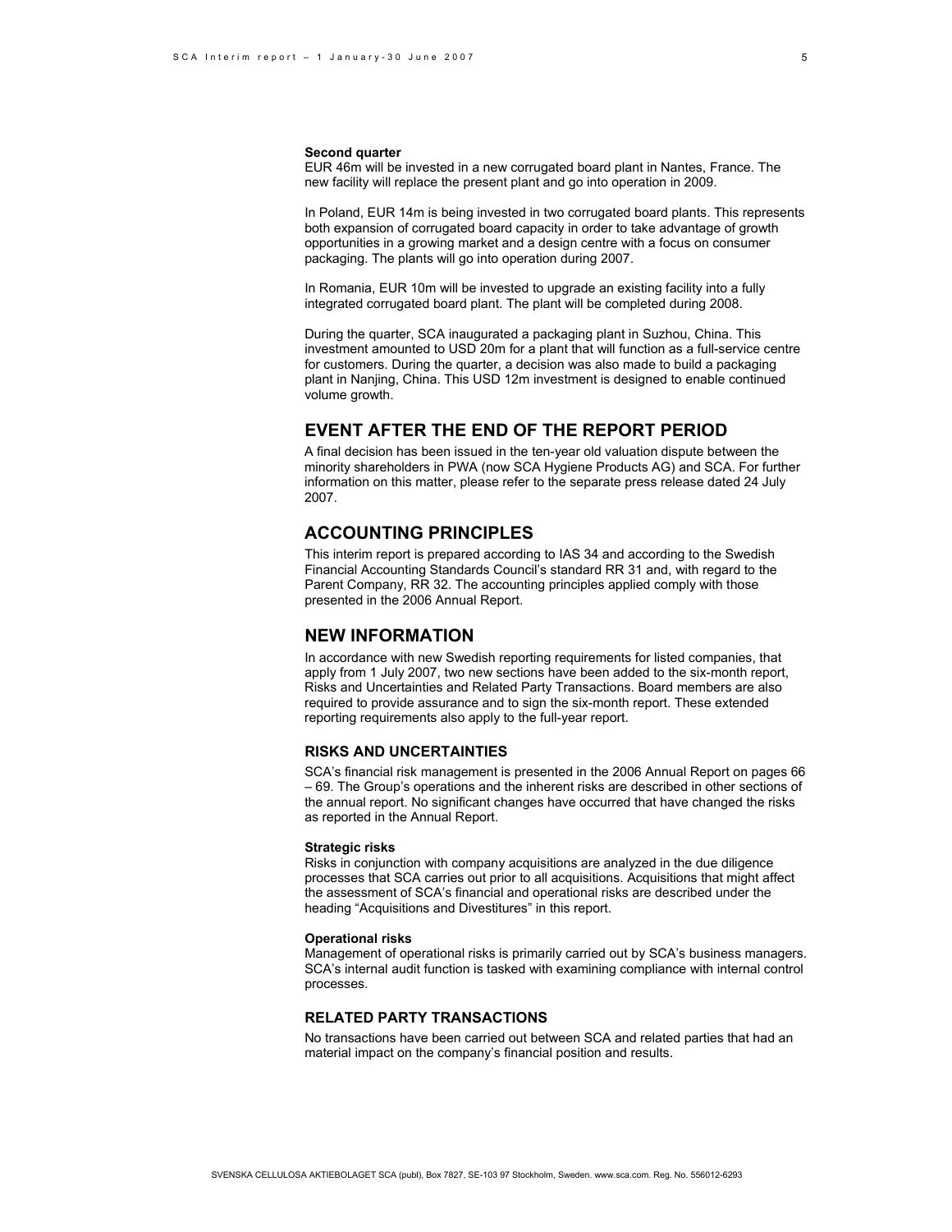**Second quarter**

EUR 46m will be invested in a new corrugated board plant in Nantes, France. The new facility will replace the present plant and go into operation in 2009.

In Poland, EUR 14m is being invested in two corrugated board plants. This represents both expansion of corrugated board capacity in order to take advantage of growth opportunities in a growing market and a design centre with a focus on consumer packaging. The plants will go into operation during 2007.

In Romania, EUR 10m will be invested to upgrade an existing facility into a fully integrated corrugated board plant. The plant will be completed during 2008.

During the quarter, SCA inaugurated a packaging plant in Suzhou, China. This investment amounted to USD 20m for a plant that will function as a full-service centre for customers. During the quarter, a decision was also made to build a packaging plant in Nanjing, China. This USD 12m investment is designed to enable continued volume growth.

## EVENT AFTER THE END OF THE REPORT PERIOD

A final decision has been issued in the ten-year old valuation dispute between the minority shareholders in PWA (now SCA Hygiene Products AG) and SCA. For further information on this matter, please refer to the separate press release dated 24 July 2007.

## ACCOUNTING PRINCIPLES

This interim report is prepared according to IAS 34 and according to the Swedish Financial Accounting Standards Council's standard RR 31 and, with regard to the Parent Company, RR 32. The accounting principles applied comply with those presented in the 2006 Annual Report.

## NEW INFORMATION

In accordance with new Swedish reporting requirements for listed companies, that apply from 1 July 2007, two new sections have been added to the six-month report, Risks and Uncertainties and Related Party Transactions. Board members are also required to provide assurance and to sign the six-month report. These extended reporting requirements also apply to the full-year report.

### RISKS AND UNCERTAINTIES

SCA's financial risk management is presented in the 2006 Annual Report on pages 66 – 69. The Group's operations and the inherent risks are described in other sections of the annual report. No significant changes have occurred that have changed the risks as reported in the Annual Report.

**Strategic risks**

Risks in conjunction with company acquisitions are analyzed in the due diligence processes that SCA carries out prior to all acquisitions. Acquisitions that might affect the assessment of SCA's financial and operational risks are described under the heading "Acquisitions and Divestitures" in this report.

**Operational risks**

Management of operational risks is primarily carried out by SCA's business managers. SCA's internal audit function is tasked with examining compliance with internal control processes.

### RELATED PARTY TRANSACTIONS

No transactions have been carried out between SCA and related parties that had an material impact on the company's financial position and results.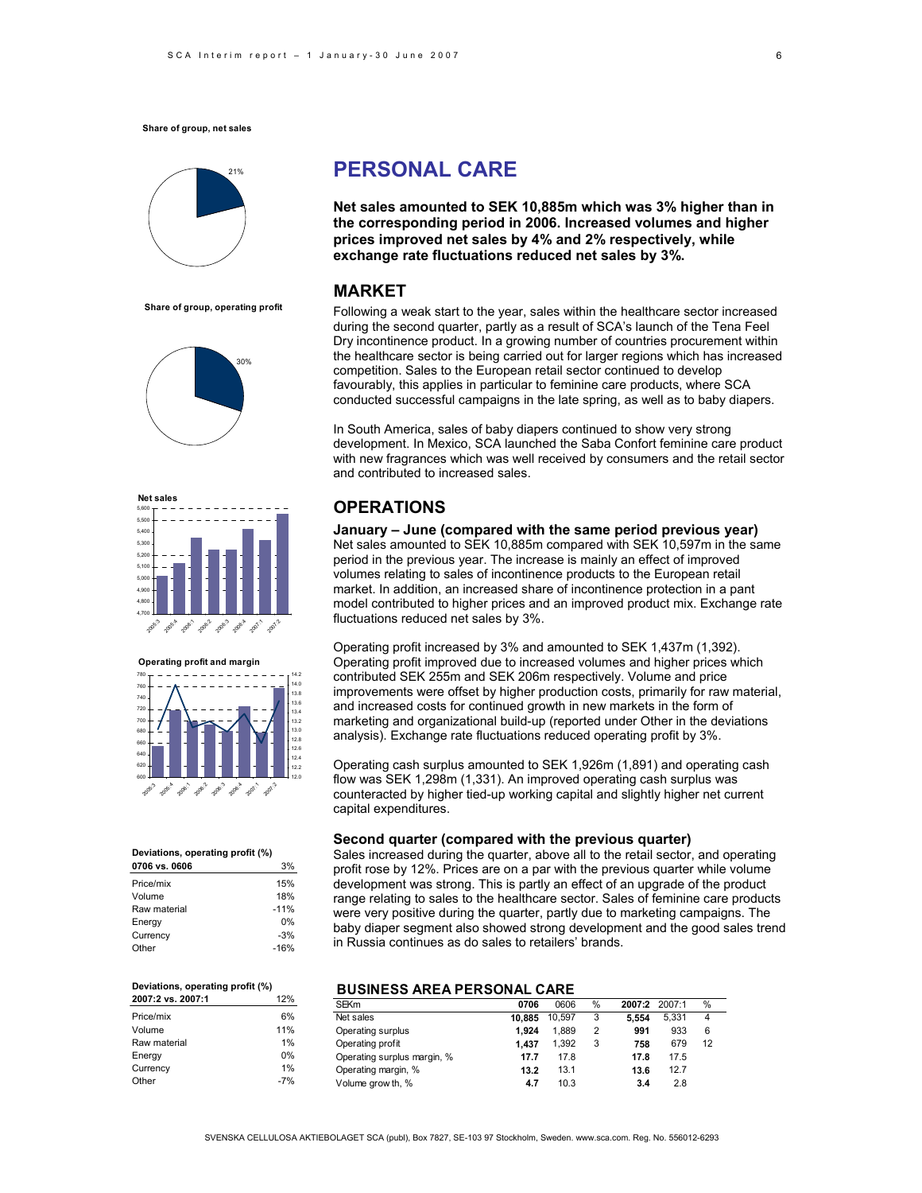**Share of group, net sales**

21%

**Share of group, operating profit**

30%

**Net sales**

**Operating profit and margin**

**Deviations, operating profit (%)**

| 0706 vs. 0606 | 3% |
|---|---|
| Price/mix | 15% |
| Volume | 18% |
| Raw material | -11% |
| Energy | 0% |
| Currency | -3% |
| Other | -16% |

**Deviations, operating profit (%)**

| 2007:2 vs. 2007:1 | 12% |
|---|---|
| Price/mix | 6% |
| Volume | 11% |
| Raw material | 1% |
| Energy | 0% |
| Currency | 1% |
| Other | -7% |

# PERSONAL CARE

**Net sales amounted to SEK 10,885m which was 3% higher than in the corresponding period in 2006. Increased volumes and higher prices improved net sales by 4% and 2% respectively, while exchange rate fluctuations reduced net sales by 3%.**

## MARKET

Following a weak start to the year, sales within the healthcare sector increased during the second quarter, partly as a result of SCA's launch of the Tena Feel Dry incontinence product. In a growing number of countries procurement within the healthcare sector is being carried out for larger regions which has increased competition. Sales to the European retail sector continued to develop favourably, this applies in particular to feminine care products, where SCA conducted successful campaigns in the late spring, as well as to baby diapers.

In South America, sales of baby diapers continued to show very strong development. In Mexico, SCA launched the Saba Confort feminine care product with new fragrances which was well received by consumers and the retail sector and contributed to increased sales.

## OPERATIONS

### January – June (compared with the same period previous year)

Net sales amounted to SEK 10,885m compared with SEK 10,597m in the same period in the previous year. The increase is mainly an effect of improved volumes relating to sales of incontinence products to the European retail market. In addition, an increased share of incontinence protection in a pant model contributed to higher prices and an improved product mix. Exchange rate fluctuations reduced net sales by 3%.

Operating profit increased by 3% and amounted to SEK 1,437m (1,392). Operating profit improved due to increased volumes and higher prices which contributed SEK 255m and SEK 206m respectively. Volume and price improvements were offset by higher production costs, primarily for raw material, and increased costs for continued growth in new markets in the form of marketing and organizational build-up (reported under Other in the deviations analysis). Exchange rate fluctuations reduced operating profit by 3%.

Operating cash surplus amounted to SEK 1,926m (1,891) and operating cash flow was SEK 1,298m (1,331). An improved operating cash surplus was counteracted by higher tied-up working capital and slightly higher net current capital expenditures.

### Second quarter (compared with the previous quarter)

Sales increased during the quarter, above all to the retail sector, and operating profit rose by 12%. Prices are on a par with the previous quarter while volume development was strong. This is partly an effect of an upgrade of the product range relating to sales to the healthcare sector. Sales of feminine care products were very positive during the quarter, partly due to marketing campaigns. The baby diaper segment also showed strong development and the good sales trend in Russia continues as do sales to retailers' brands.

### BUSINESS AREA PERSONAL CARE

| SEKm | **0706** | 0606 | % | **2007:2** | 2007:1 | % |
|---|---|---|---|---|---|---|
| Net sales | **10,885** | 10,597 | 3 | **5,554** | 5,331 | 4 |
| Operating surplus | **1,924** | 1,889 | 2 | **991** | 933 | 6 |
| Operating profit | **1,437** | 1,392 | 3 | **758** | 679 | 12 |
| Operating surplus margin, % | **17.7** | 17.8 | | **17.8** | 17.5 | |
| Operating margin, % | **13.2** | 13.1 | | **13.6** | 12.7 | |
| Volume growth, % | **4.7** | 10.3 | | **3.4** | 2.8 | |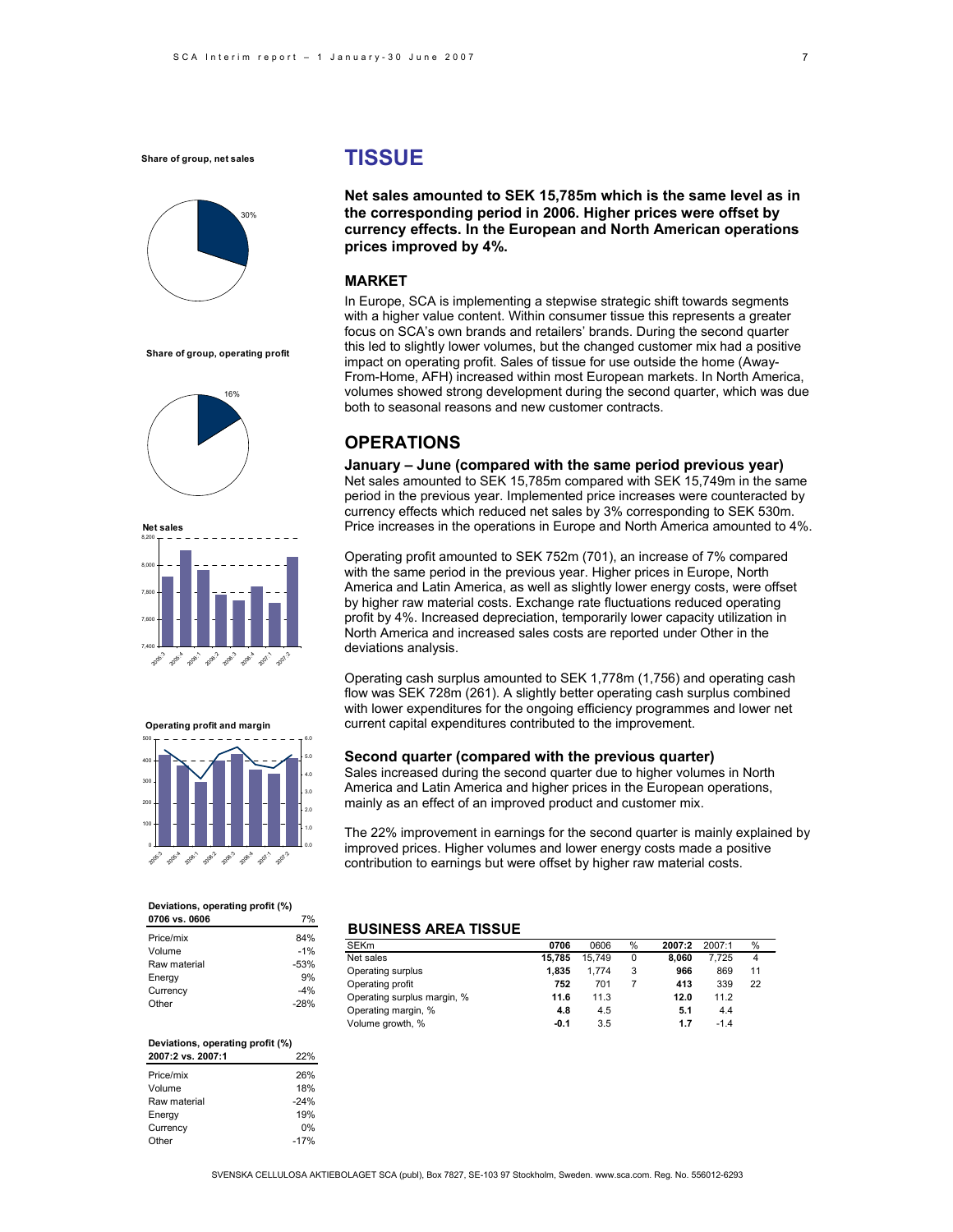# TISSUE

**Net sales amounted to SEK 15,785m which is the same level as in the corresponding period in 2006. Higher prices were offset by currency effects. In the European and North American operations prices improved by 4%.**

## MARKET

In Europe, SCA is implementing a stepwise strategic shift towards segments with a higher value content. Within consumer tissue this represents a greater focus on SCA's own brands and retailers' brands. During the second quarter this led to slightly lower volumes, but the changed customer mix had a positive impact on operating profit. Sales of tissue for use outside the home (Away-From-Home, AFH) increased within most European markets. In North America, volumes showed strong development during the second quarter, which was due both to seasonal reasons and new customer contracts.

## OPERATIONS

### January – June (compared with the same period previous year)

Net sales amounted to SEK 15,785m compared with SEK 15,749m in the same period in the previous year. Implemented price increases were counteracted by currency effects which reduced net sales by 3% corresponding to SEK 530m. Price increases in the operations in Europe and North America amounted to 4%.

Operating profit amounted to SEK 752m (701), an increase of 7% compared with the same period in the previous year. Higher prices in Europe, North America and Latin America, as well as slightly lower energy costs, were offset by higher raw material costs. Exchange rate fluctuations reduced operating profit by 4%. Increased depreciation, temporarily lower capacity utilization in North America and increased sales costs are reported under Other in the deviations analysis.

Operating cash surplus amounted to SEK 1,778m (1,756) and operating cash flow was SEK 728m (261). A slightly better operating cash surplus combined with lower expenditures for the ongoing efficiency programmes and lower net current capital expenditures contributed to the improvement.

### Second quarter (compared with the previous quarter)

Sales increased during the second quarter due to higher volumes in North America and Latin America and higher prices in the European operations, mainly as an effect of an improved product and customer mix.

The 22% improvement in earnings for the second quarter is mainly explained by improved prices. Higher volumes and lower energy costs made a positive contribution to earnings but were offset by higher raw material costs.

**Share of group, net sales**

30%

**Share of group, operating profit**

16%

**Net sales**

**Operating profit and margin**

**Deviations, operating profit (%)**

| 0706 vs. 0606 | 7% |
|---|---|
| Price/mix | 84% |
| Volume | -1% |
| Raw material | -53% |
| Energy | 9% |
| Currency | -4% |
| Other | -28% |

**Deviations, operating profit (%)**

| 2007:2 vs. 2007:1 | 22% |
|---|---|
| Price/mix | 26% |
| Volume | 18% |
| Raw material | -24% |
| Energy | 19% |
| Currency | 0% |
| Other | -17% |

### BUSINESS AREA TISSUE

| SEKm | 0706 | 0606 | % | 2007:2 | 2007:1 | % |
|---|---|---|---|---|---|---|
| Net sales | **15,785** | 15,749 | 0 | **8,060** | 7,725 | 4 |
| Operating surplus | **1,835** | 1,774 | 3 | **966** | 869 | 11 |
| Operating profit | **752** | 701 | 7 | **413** | 339 | 22 |
| Operating surplus margin, % | **11.6** | 11.3 | | **12.0** | 11.2 | |
| Operating margin, % | **4.8** | 4.5 | | **5.1** | 4.4 | |
| Volume growth, % | **-0.1** | 3.5 | | **1.7** | -1.4 | |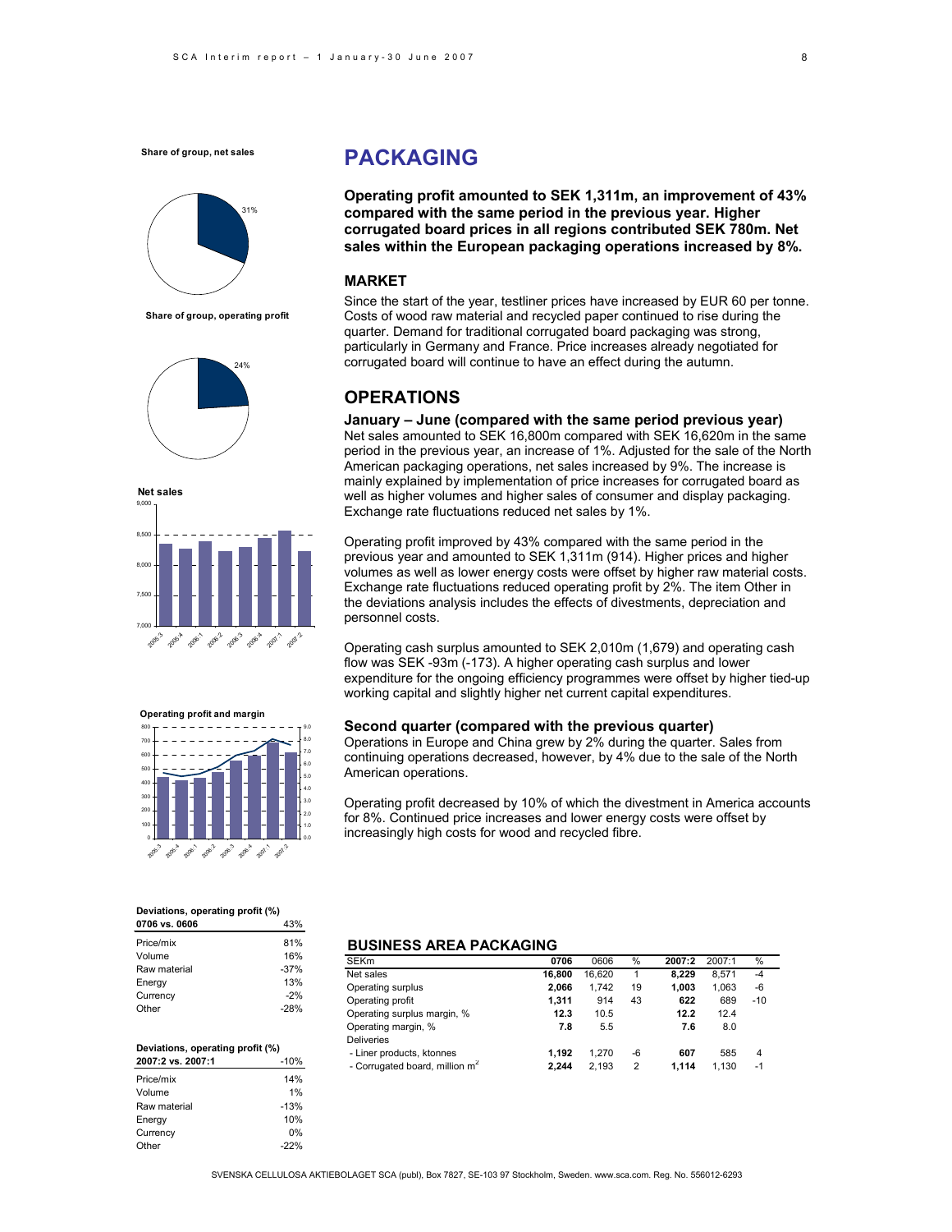# PACKAGING

**Operating profit amounted to SEK 1,311m, an improvement of 43% compared with the same period in the previous year. Higher corrugated board prices in all regions contributed SEK 780m. Net sales within the European packaging operations increased by 8%.**

## MARKET

Since the start of the year, testliner prices have increased by EUR 60 per tonne. Costs of wood raw material and recycled paper continued to rise during the quarter. Demand for traditional corrugated board packaging was strong, particularly in Germany and France. Price increases already negotiated for corrugated board will continue to have an effect during the autumn.

## OPERATIONS

### January – June (compared with the same period previous year)

Net sales amounted to SEK 16,800m compared with SEK 16,620m in the same period in the previous year, an increase of 1%. Adjusted for the sale of the North American packaging operations, net sales increased by 9%. The increase is mainly explained by implementation of price increases for corrugated board as well as higher volumes and higher sales of consumer and display packaging. Exchange rate fluctuations reduced net sales by 1%.

Operating profit improved by 43% compared with the same period in the previous year and amounted to SEK 1,311m (914). Higher prices and higher volumes as well as lower energy costs were offset by higher raw material costs. Exchange rate fluctuations reduced operating profit by 2%. The item Other in the deviations analysis includes the effects of divestments, depreciation and personnel costs.

Operating cash surplus amounted to SEK 2,010m (1,679) and operating cash flow was SEK -93m (-173). A higher operating cash surplus and lower expenditure for the ongoing efficiency programmes were offset by higher tied-up working capital and slightly higher net current capital expenditures.

### Second quarter (compared with the previous quarter)

Operations in Europe and China grew by 2% during the quarter. Sales from continuing operations decreased, however, by 4% due to the sale of the North American operations.

Operating profit decreased by 10% of which the divestment in America accounts for 8%. Continued price increases and lower energy costs were offset by increasingly high costs for wood and recycled fibre.

**Share of group, net sales**

31%

**Share of group, operating profit**

24%

**Net sales**

**Operating profit and margin**

**Deviations, operating profit (%)**

| 0706 vs. 0606 | 43% |
|---|---|
| Price/mix | 81% |
| Volume | 16% |
| Raw material | -37% |
| Energy | 13% |
| Currency | -2% |
| Other | -28% |

**Deviations, operating profit (%)**

| 2007:2 vs. 2007:1 | -10% |
|---|---|
| Price/mix | 14% |
| Volume | 1% |
| Raw material | -13% |
| Energy | 10% |
| Currency | 0% |
| Other | -22% |

**BUSINESS AREA PACKAGING**

| SEKm | 0706 | 0606 | % | 2007:2 | 2007:1 | % |
|---|---|---|---|---|---|---|
| Net sales | **16,800** | 16,620 | 1 | **8,229** | 8,571 | -4 |
| Operating surplus | **2,066** | 1,742 | 19 | **1,003** | 1,063 | -6 |
| Operating profit | **1,311** | 914 | 43 | **622** | 689 | -10 |
| Operating surplus margin, % | **12.3** | 10.5 | | **12.2** | 12.4 | |
| Operating margin, % | **7.8** | 5.5 | | **7.6** | 8.0 | |
| Deliveries | | | | | | |
| - Liner products, ktonnes | **1,192** | 1,270 | -6 | **607** | 585 | 4 |
| - Corrugated board, million $m^2$ | **2,244** | 2,193 | 2 | **1,114** | 1,130 | -1 |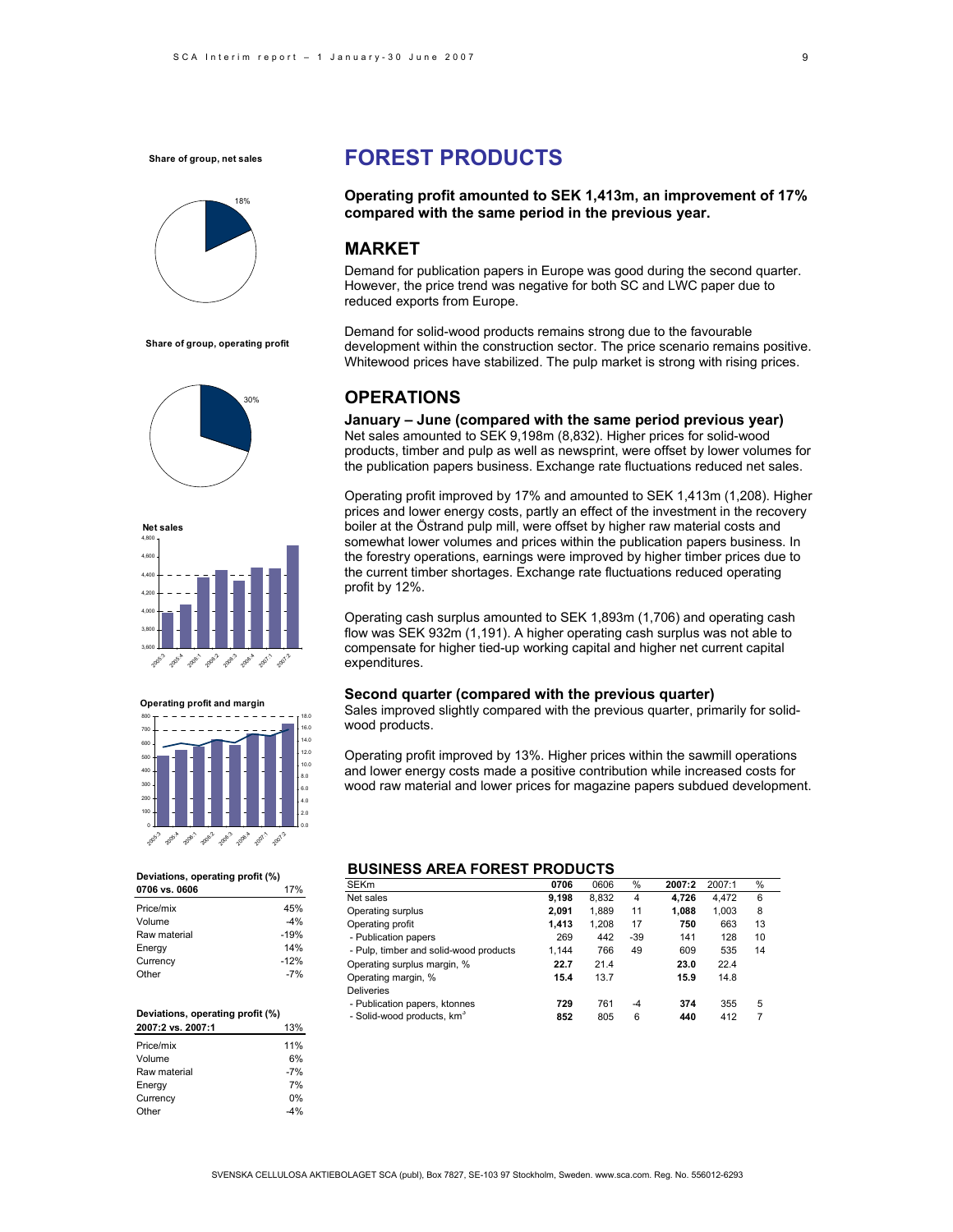# FOREST PRODUCTS

**Operating profit amounted to SEK 1,413m, an improvement of 17% compared with the same period in the previous year.**

## MARKET

Demand for publication papers in Europe was good during the second quarter. However, the price trend was negative for both SC and LWC paper due to reduced exports from Europe.

Demand for solid-wood products remains strong due to the favourable development within the construction sector. The price scenario remains positive. Whitewood prices have stabilized. The pulp market is strong with rising prices.

## OPERATIONS

### January – June (compared with the same period previous year)

Net sales amounted to SEK 9,198m (8,832). Higher prices for solid-wood products, timber and pulp as well as newsprint, were offset by lower volumes for the publication papers business. Exchange rate fluctuations reduced net sales.

Operating profit improved by 17% and amounted to SEK 1,413m (1,208). Higher prices and lower energy costs, partly an effect of the investment in the recovery boiler at the Östrand pulp mill, were offset by higher raw material costs and somewhat lower volumes and prices within the publication papers business. In the forestry operations, earnings were improved by higher timber prices due to the current timber shortages. Exchange rate fluctuations reduced operating profit by 12%.

Operating cash surplus amounted to SEK 1,893m (1,706) and operating cash flow was SEK 932m (1,191). A higher operating cash surplus was not able to compensate for higher tied-up working capital and higher net current capital expenditures.

### Second quarter (compared with the previous quarter)

Sales improved slightly compared with the previous quarter, primarily for solid-wood products.

Operating profit improved by 13%. Higher prices within the sawmill operations and lower energy costs made a positive contribution while increased costs for wood raw material and lower prices for magazine papers subdued development.

**Share of group, net sales**: 18%

**Share of group, operating profit**: 30%

**Net sales**

**Operating profit and margin**

**Deviations, operating profit (%)**

| 0706 vs. 0606 | 17% |
|---|---|
| Price/mix | 45% |
| Volume | -4% |
| Raw material | -19% |
| Energy | 14% |
| Currency | -12% |
| Other | -7% |

**Deviations, operating profit (%)**

| 2007:2 vs. 2007:1 | 13% |
|---|---|
| Price/mix | 11% |
| Volume | 6% |
| Raw material | -7% |
| Energy | 7% |
| Currency | 0% |
| Other | -4% |

### BUSINESS AREA FOREST PRODUCTS

| SEKm | 0706 | 0606 | % | 2007:2 | 2007:1 | % |
|---|---|---|---|---|---|---|
| Net sales | **9,198** | 8,832 | 4 | **4,726** | 4,472 | 6 |
| Operating surplus | **2,091** | 1,889 | 11 | **1,088** | 1,003 | 8 |
| Operating profit | **1,413** | 1,208 | 17 | **750** | 663 | 13 |
| - Publication papers | 269 | 442 | -39 | 141 | 128 | 10 |
| - Pulp, timber and solid-wood products | 1,144 | 766 | 49 | 609 | 535 | 14 |
| Operating surplus margin, % | **22.7** | 21.4 | | **23.0** | 22.4 | |
| Operating margin, % | **15.4** | 13.7 | | **15.9** | 14.8 | |
| Deliveries | | | | | | |
| - Publication papers, ktonnes | **729** | 761 | -4 | **374** | 355 | 5 |
| - Solid-wood products, km³ | **852** | 805 | 6 | **440** | 412 | 7 |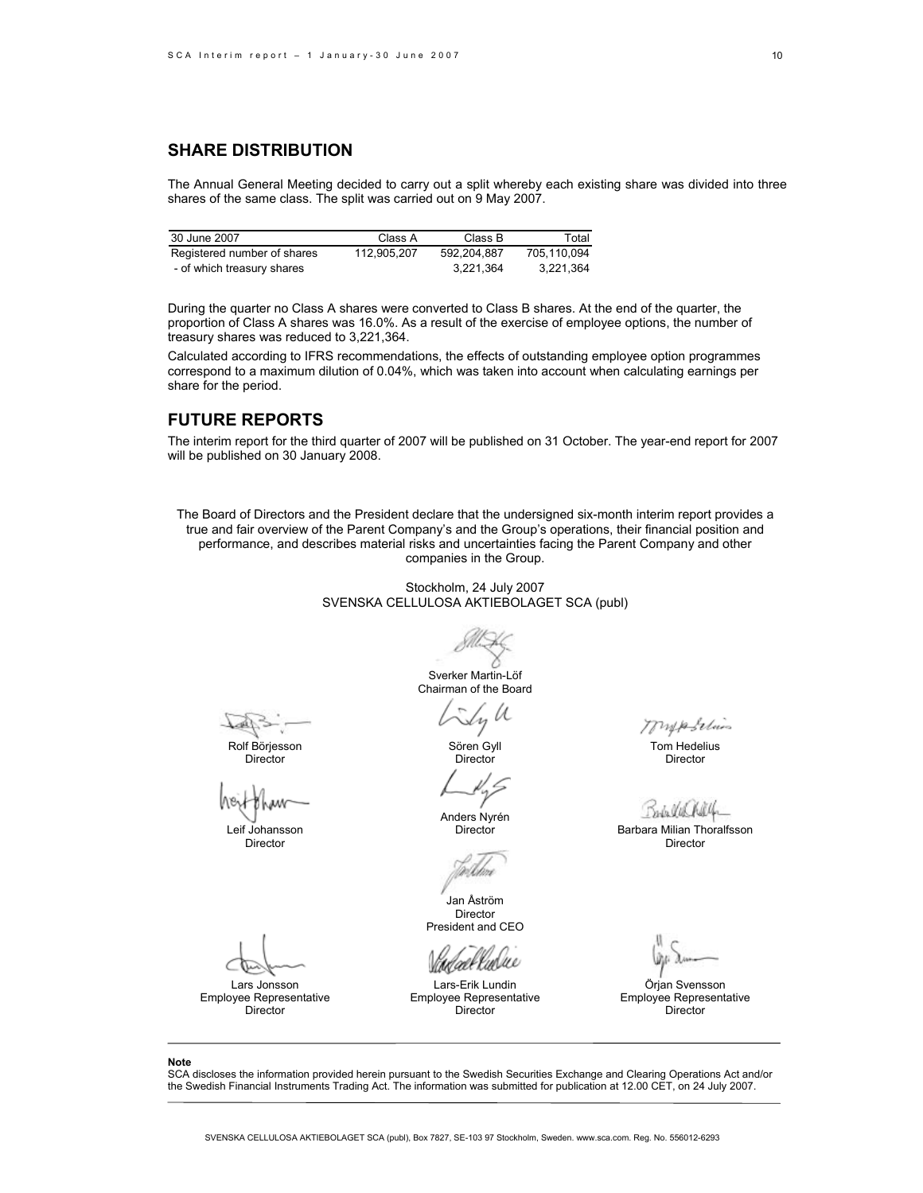## SHARE DISTRIBUTION

The Annual General Meeting decided to carry out a split whereby each existing share was divided into three shares of the same class. The split was carried out on 9 May 2007.

| 30 June 2007 | Class A | Class B | Total |
|---|---|---|---|
| Registered number of shares | 112,905,207 | 592,204,887 | 705,110,094 |
| - of which treasury shares | | 3,221,364 | 3,221,364 |

During the quarter no Class A shares were converted to Class B shares. At the end of the quarter, the proportion of Class A shares was 16.0%. As a result of the exercise of employee options, the number of treasury shares was reduced to 3,221,364.

Calculated according to IFRS recommendations, the effects of outstanding employee option programmes correspond to a maximum dilution of 0.04%, which was taken into account when calculating earnings per share for the period.

## FUTURE REPORTS

The interim report for the third quarter of 2007 will be published on 31 October. The year-end report for 2007 will be published on 30 January 2008.

The Board of Directors and the President declare that the undersigned six-month interim report provides a true and fair overview of the Parent Company's and the Group's operations, their financial position and performance, and describes material risks and uncertainties facing the Parent Company and other companies in the Group.

Stockholm, 24 July 2007
SVENSKA CELLULOSA AKTIEBOLAGET SCA (publ)

Sverker Martin-Löf
Chairman of the Board

Rolf Börjesson
Director

Sören Gyll
Director

Tom Hedelius
Director

Leif Johansson
Director

Anders Nyrén
Director

Barbara Milian Thoralfsson
Director

Jan Åström
Director
President and CEO

Lars Jonsson
Employee Representative
Director

Lars-Erik Lundin
Employee Representative
Director

Örjan Svensson
Employee Representative
Director

**Note**
SCA discloses the information provided herein pursuant to the Swedish Securities Exchange and Clearing Operations Act and/or the Swedish Financial Instruments Trading Act. The information was submitted for publication at 12.00 CET, on 24 July 2007.

SVENSKA CELLULOSA AKTIEBOLAGET SCA (publ), Box 7827, SE-103 97 Stockholm, Sweden. www.sca.com. Reg. No. 556012-6293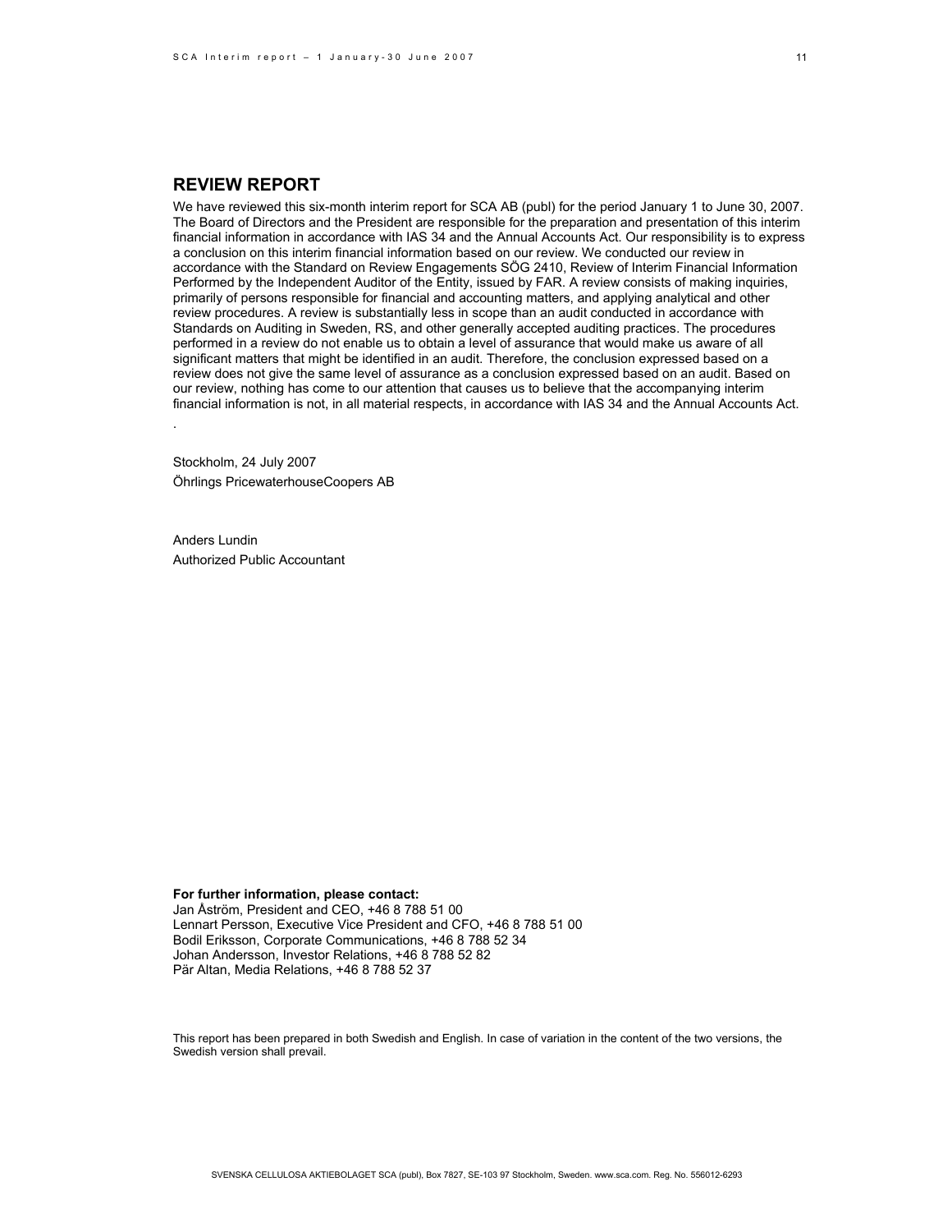## REVIEW REPORT

We have reviewed this six-month interim report for SCA AB (publ) for the period January 1 to June 30, 2007. The Board of Directors and the President are responsible for the preparation and presentation of this interim financial information in accordance with IAS 34 and the Annual Accounts Act. Our responsibility is to express a conclusion on this interim financial information based on our review. We conducted our review in accordance with the Standard on Review Engagements SÖG 2410, Review of Interim Financial Information Performed by the Independent Auditor of the Entity, issued by FAR. A review consists of making inquiries, primarily of persons responsible for financial and accounting matters, and applying analytical and other review procedures. A review is substantially less in scope than an audit conducted in accordance with Standards on Auditing in Sweden, RS, and other generally accepted auditing practices. The procedures performed in a review do not enable us to obtain a level of assurance that would make us aware of all significant matters that might be identified in an audit. Therefore, the conclusion expressed based on a review does not give the same level of assurance as a conclusion expressed based on an audit. Based on our review, nothing has come to our attention that causes us to believe that the accompanying interim financial information is not, in all material respects, in accordance with IAS 34 and the Annual Accounts Act.

.

Stockholm, 24 July 2007
Öhrlings PricewaterhouseCoopers AB

Anders Lundin
Authorized Public Accountant

**For further information, please contact:**
Jan Åström, President and CEO, +46 8 788 51 00
Lennart Persson, Executive Vice President and CFO, +46 8 788 51 00
Bodil Eriksson, Corporate Communications, +46 8 788 52 34
Johan Andersson, Investor Relations, +46 8 788 52 82
Pär Altan, Media Relations, +46 8 788 52 37

This report has been prepared in both Swedish and English. In case of variation in the content of the two versions, the Swedish version shall prevail.

SVENSKA CELLULOSA AKTIEBOLAGET SCA (publ), Box 7827, SE-103 97 Stockholm, Sweden. www.sca.com. Reg. No. 556012-6293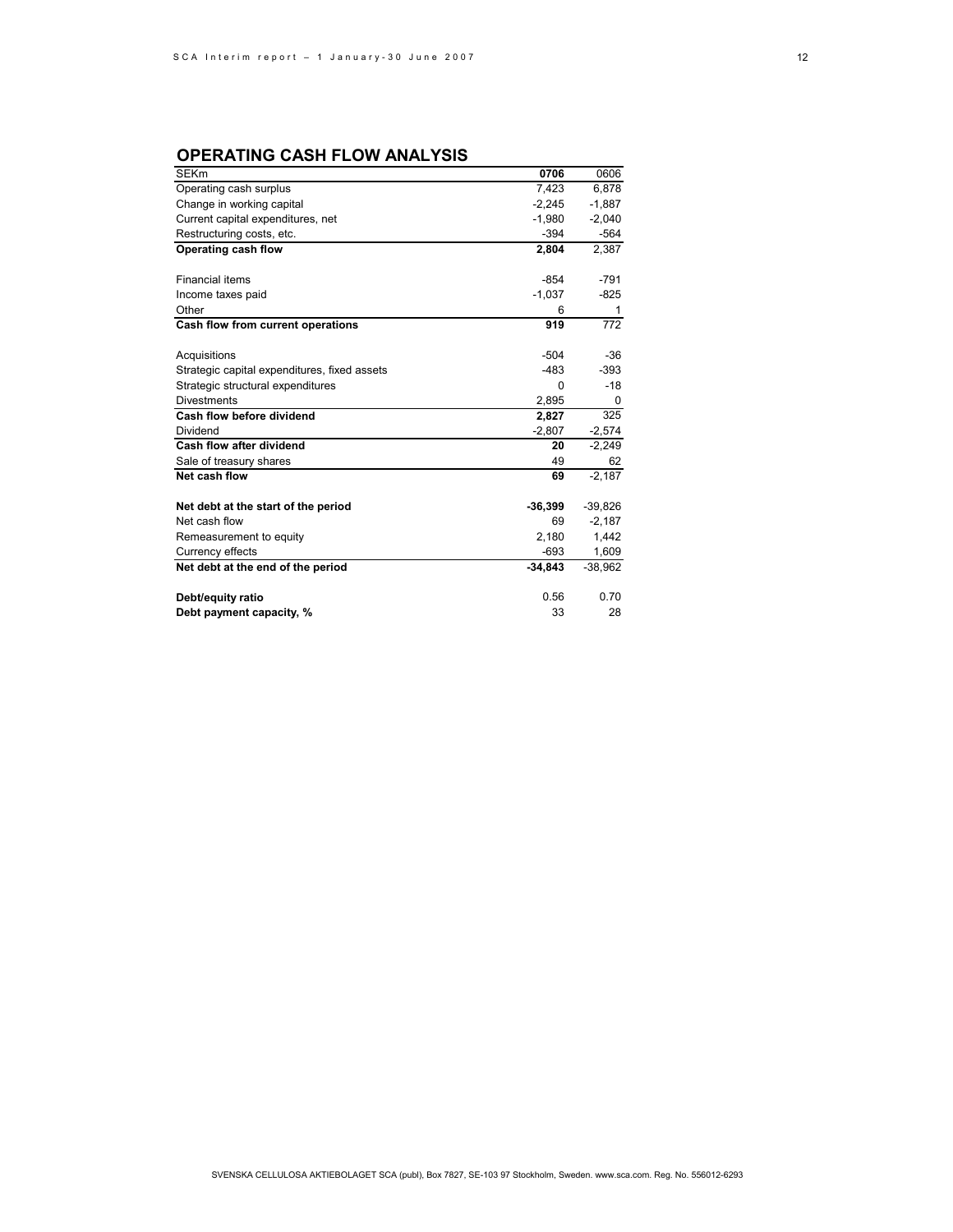## OPERATING CASH FLOW ANALYSIS

| SEKm | 0706 | 0606 |
|---|---|---|
| Operating cash surplus | 7,423 | 6,878 |
| Change in working capital | -2,245 | -1,887 |
| Current capital expenditures, net | -1,980 | -2,040 |
| Restructuring costs, etc. | -394 | -564 |
| **Operating cash flow** | **2,804** | 2,387 |
| | | |
| Financial items | -854 | -791 |
| Income taxes paid | -1,037 | -825 |
| Other | 6 | 1 |
| **Cash flow from current operations** | **919** | 772 |
| | | |
| Acquisitions | -504 | -36 |
| Strategic capital expenditures, fixed assets | -483 | -393 |
| Strategic structural expenditures | 0 | -18 |
| Divestments | 2,895 | 0 |
| **Cash flow before dividend** | **2,827** | 325 |
| Dividend | -2,807 | -2,574 |
| **Cash flow after dividend** | **20** | -2,249 |
| Sale of treasury shares | 49 | 62 |
| **Net cash flow** | **69** | -2,187 |
| | | |
| **Net debt at the start of the period** | **-36,399** | -39,826 |
| Net cash flow | 69 | -2,187 |
| Remeasurement to equity | 2,180 | 1,442 |
| Currency effects | -693 | 1,609 |
| **Net debt at the end of the period** | **-34,843** | -38,962 |
| | | |
| **Debt/equity ratio** | 0.56 | 0.70 |
| **Debt payment capacity, %** | 33 | 28 |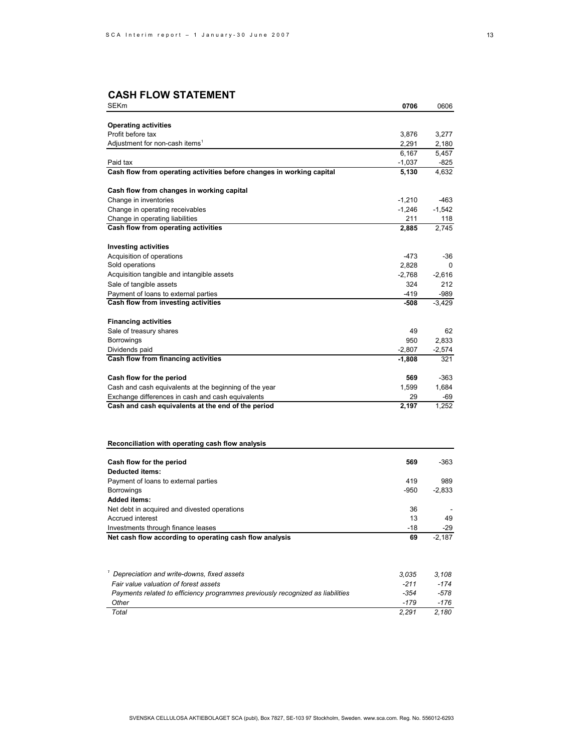## CASH FLOW STATEMENT

| SEKm | **0706** | 0606 |
|---|---|---|
| **Operating activities** | | |
| Profit before tax | 3,876 | 3,277 |
| Adjustment for non-cash items[1] | 2,291 | 2,180 |
| | 6,167 | 5,457 |
| Paid tax | -1,037 | -825 |
| **Cash flow from operating activities before changes in working capital** | **5,130** | 4,632 |
| | | |
| **Cash flow from changes in working capital** | | |
| Change in inventories | -1,210 | -463 |
| Change in operating receivables | -1,246 | -1,542 |
| Change in operating liabilities | 211 | 118 |
| **Cash flow from operating activities** | **2,885** | 2,745 |
| | | |
| **Investing activities** | | |
| Acquisition of operations | -473 | -36 |
| Sold operations | 2,828 | 0 |
| Acquisition tangible and intangible assets | -2,768 | -2,616 |
| Sale of tangible assets | 324 | 212 |
| Payment of loans to external parties | -419 | -989 |
| **Cash flow from investing activities** | **-508** | -3,429 |
| | | |
| **Financing activities** | | |
| Sale of treasury shares | 49 | 62 |
| Borrowings | 950 | 2,833 |
| Dividends paid | -2,807 | -2,574 |
| **Cash flow from financing activities** | **-1,808** | 321 |
| | | |
| **Cash flow for the period** | **569** | -363 |
| Cash and cash equivalents at the beginning of the year | 1,599 | 1,684 |
| Exchange differences in cash and cash equivalents | 29 | -69 |
| **Cash and cash equivalents at the end of the period** | **2,197** | 1,252 |

**Reconciliation with operating cash flow analysis**

| | | |
|---|---|---|
| **Cash flow for the period** | **569** | -363 |
| **Deducted items:** | | |
| Payment of loans to external parties | 419 | 989 |
| Borrowings | -950 | -2,833 |
| **Added items:** | | |
| Net debt in acquired and divested operations | 36 | - |
| Accrued interest | 13 | 49 |
| Investments through finance leases | -18 | -29 |
| **Net cash flow according to operating cash flow analysis** | **69** | -2,187 |

| | | |
|---|---|---|
| *[1] Depreciation and write-downs, fixed assets* | *3,035* | *3,108* |
| *Fair value valuation of forest assets* | *-211* | *-174* |
| *Payments related to efficiency programmes previously recognized as liabilities* | *-354* | *-578* |
| *Other* | *-179* | *-176* |
| *Total* | *2,291* | *2,180* |

SVENSKA CELLULOSA AKTIEBOLAGET SCA (publ), Box 7827, SE-103 97 Stockholm, Sweden. www.sca.com. Reg. No. 556012-6293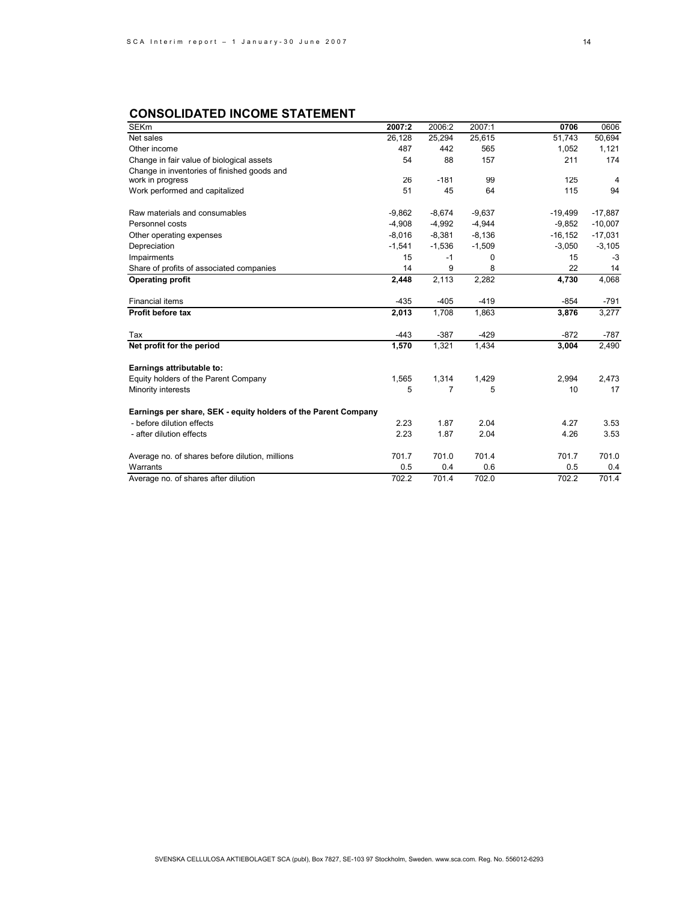## CONSOLIDATED INCOME STATEMENT

| SEKm | **2007:2** | 2006:2 | 2007:1 | **0706** | 0606 |
|---|---|---|---|---|---|
| Net sales | 26,128 | 25,294 | 25,615 | 51,743 | 50,694 |
| Other income | 487 | 442 | 565 | 1,052 | 1,121 |
| Change in fair value of biological assets | 54 | 88 | 157 | 211 | 174 |
| Change in inventories of finished goods and work in progress | 26 | -181 | 99 | 125 | 4 |
| Work performed and capitalized | 51 | 45 | 64 | 115 | 94 |
| | | | | | |
| Raw materials and consumables | -9,862 | -8,674 | -9,637 | -19,499 | -17,887 |
| Personnel costs | -4,908 | -4,992 | -4,944 | -9,852 | -10,007 |
| Other operating expenses | -8,016 | -8,381 | -8,136 | -16,152 | -17,031 |
| Depreciation | -1,541 | -1,536 | -1,509 | -3,050 | -3,105 |
| Impairments | 15 | -1 | 0 | 15 | -3 |
| Share of profits of associated companies | 14 | 9 | 8 | 22 | 14 |
| **Operating profit** | **2,448** | 2,113 | 2,282 | **4,730** | 4,068 |
| | | | | | |
| Financial items | -435 | -405 | -419 | -854 | -791 |
| **Profit before tax** | **2,013** | 1,708 | 1,863 | **3,876** | 3,277 |
| | | | | | |
| Tax | -443 | -387 | -429 | -872 | -787 |
| **Net profit for the period** | **1,570** | 1,321 | 1,434 | **3,004** | 2,490 |
| | | | | | |
| **Earnings attributable to:** | | | | | |
| Equity holders of the Parent Company | 1,565 | 1,314 | 1,429 | 2,994 | 2,473 |
| Minority interests | 5 | 7 | 5 | 10 | 17 |
| | | | | | |
| **Earnings per share, SEK - equity holders of the Parent Company** | | | | | |
| - before dilution effects | 2.23 | 1.87 | 2.04 | 4.27 | 3.53 |
| - after dilution effects | 2.23 | 1.87 | 2.04 | 4.26 | 3.53 |
| | | | | | |
| Average no. of shares before dilution, millions | 701.7 | 701.0 | 701.4 | 701.7 | 701.0 |
| Warrants | 0.5 | 0.4 | 0.6 | 0.5 | 0.4 |
| Average no. of shares after dilution | 702.2 | 701.4 | 702.0 | 702.2 | 701.4 |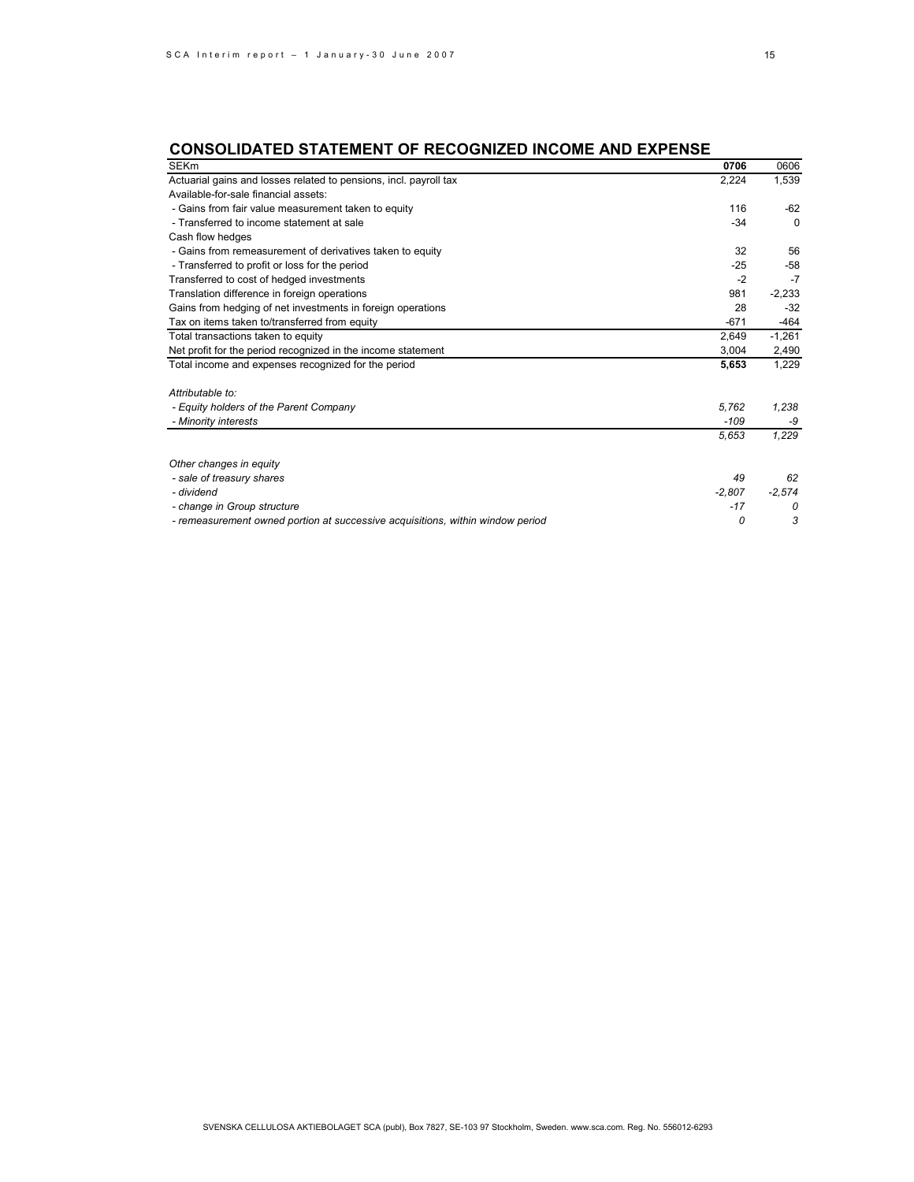## CONSOLIDATED STATEMENT OF RECOGNIZED INCOME AND EXPENSE

| SEKm | **0706** | 0606 |
|---|---|---|
| Actuarial gains and losses related to pensions, incl. payroll tax | 2,224 | 1,539 |
| Available-for-sale financial assets: | | |
| - Gains from fair value measurement taken to equity | 116 | -62 |
| - Transferred to income statement at sale | -34 | 0 |
| Cash flow hedges | | |
| - Gains from remeasurement of derivatives taken to equity | 32 | 56 |
| - Transferred to profit or loss for the period | -25 | -58 |
| Transferred to cost of hedged investments | -2 | -7 |
| Translation difference in foreign operations | 981 | -2,233 |
| Gains from hedging of net investments in foreign operations | 28 | -32 |
| Tax on items taken to/transferred from equity | -671 | -464 |
| Total transactions taken to equity | 2,649 | -1,261 |
| Net profit for the period recognized in the income statement | 3,004 | 2,490 |
| Total income and expenses recognized for the period | **5,653** | 1,229 |
| | | |
| *Attributable to:* | | |
| *- Equity holders of the Parent Company* | *5,762* | *1,238* |
| *- Minority interests* | *-109* | *-9* |
| | *5,653* | *1,229* |
| | | |
| *Other changes in equity* | | |
| *- sale of treasury shares* | *49* | *62* |
| *- dividend* | *-2,807* | *-2,574* |
| *- change in Group structure* | *-17* | *0* |
| *- remeasurement owned portion at successive acquisitions, within window period* | *0* | *3* |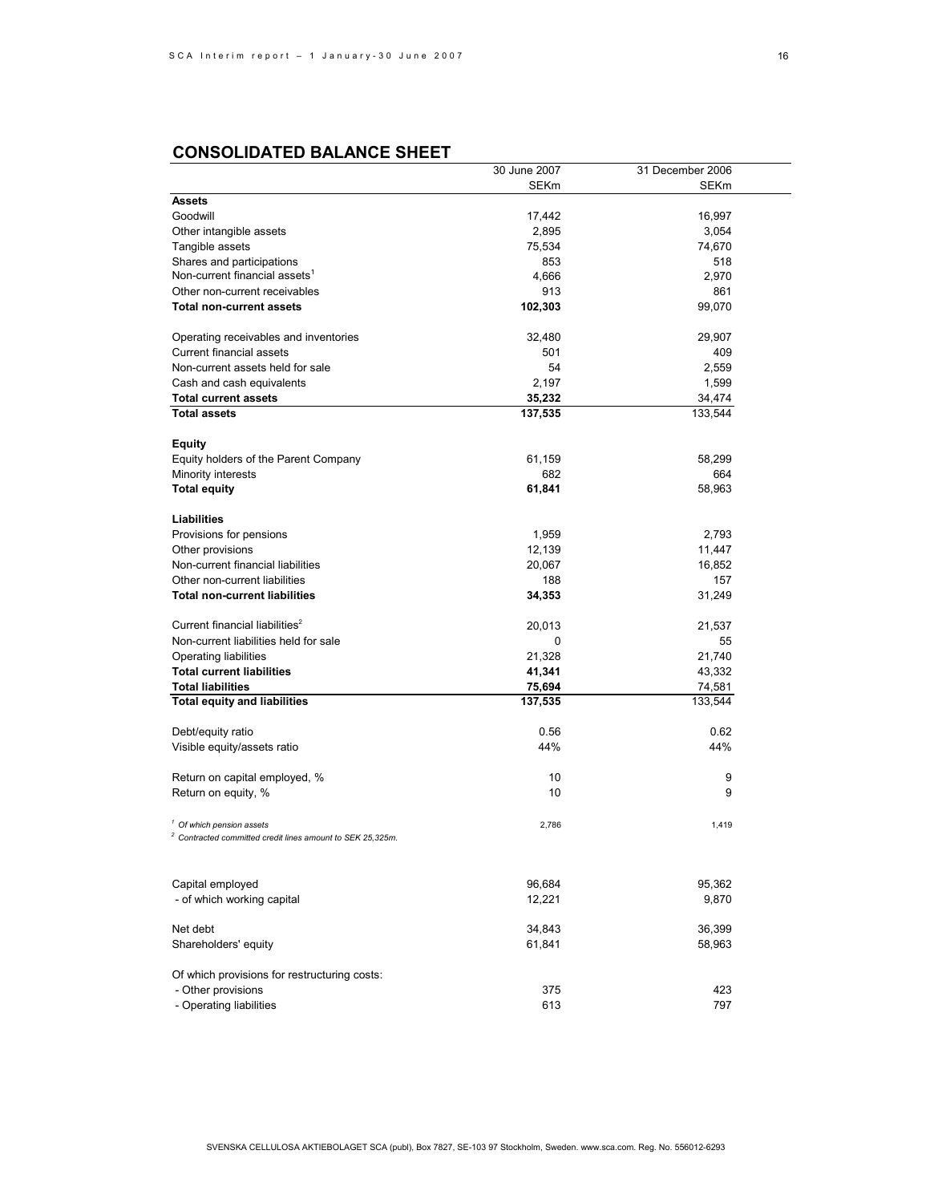## CONSOLIDATED BALANCE SHEET

| | 30 June 2007 SEKm | 31 December 2006 SEKm |
|---|---|---|
| **Assets** | | |
| Goodwill | 17,442 | 16,997 |
| Other intangible assets | 2,895 | 3,054 |
| Tangible assets | 75,534 | 74,670 |
| Shares and participations | 853 | 518 |
| Non-current financial assets[1] | 4,666 | 2,970 |
| Other non-current receivables | 913 | 861 |
| **Total non-current assets** | **102,303** | 99,070 |
| | | |
| Operating receivables and inventories | 32,480 | 29,907 |
| Current financial assets | 501 | 409 |
| Non-current assets held for sale | 54 | 2,559 |
| Cash and cash equivalents | 2,197 | 1,599 |
| **Total current assets** | **35,232** | 34,474 |
| **Total assets** | **137,535** | 133,544 |
| | | |
| **Equity** | | |
| Equity holders of the Parent Company | 61,159 | 58,299 |
| Minority interests | 682 | 664 |
| **Total equity** | **61,841** | 58,963 |
| | | |
| **Liabilities** | | |
| Provisions for pensions | 1,959 | 2,793 |
| Other provisions | 12,139 | 11,447 |
| Non-current financial liabilities | 20,067 | 16,852 |
| Other non-current liabilities | 188 | 157 |
| **Total non-current liabilities** | **34,353** | 31,249 |
| | | |
| Current financial liabilities[2] | 20,013 | 21,537 |
| Non-current liabilities held for sale | 0 | 55 |
| Operating liabilities | 21,328 | 21,740 |
| **Total current liabilities** | **41,341** | 43,332 |
| **Total liabilities** | **75,694** | 74,581 |
| **Total equity and liabilities** | **137,535** | 133,544 |
| | | |
| Debt/equity ratio | 0.56 | 0.62 |
| Visible equity/assets ratio | 44% | 44% |
| | | |
| Return on capital employed, % | 10 | 9 |
| Return on equity, % | 10 | 9 |
| | | |
| *[1] Of which pension assets* | 2,786 | 1,419 |
| *[2] Contracted committed credit lines amount to SEK 25,325m.* | | |
| | | |
| Capital employed | 96,684 | 95,362 |
| - of which working capital | 12,221 | 9,870 |
| | | |
| Net debt | 34,843 | 36,399 |
| Shareholders' equity | 61,841 | 58,963 |
| | | |
| Of which provisions for restructuring costs: | | |
| - Other provisions | 375 | 423 |
| - Operating liabilities | 613 | 797 |

SVENSKA CELLULOSA AKTIEBOLAGET SCA (publ), Box 7827, SE-103 97 Stockholm, Sweden. www.sca.com. Reg. No. 556012-6293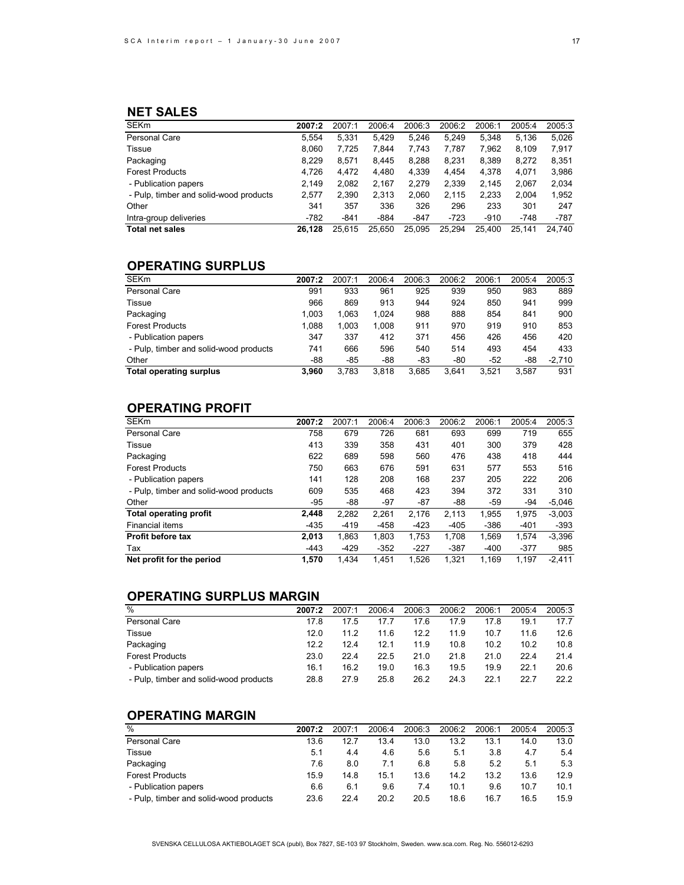## NET SALES

| SEKm | 2007:2 | 2007:1 | 2006:4 | 2006:3 | 2006:2 | 2006:1 | 2005:4 | 2005:3 |
|---|---|---|---|---|---|---|---|---|
| Personal Care | 5,554 | 5,331 | 5,429 | 5,246 | 5,249 | 5,348 | 5,136 | 5,026 |
| Tissue | 8,060 | 7,725 | 7,844 | 7,743 | 7,787 | 7,962 | 8,109 | 7,917 |
| Packaging | 8,229 | 8,571 | 8,445 | 8,288 | 8,231 | 8,389 | 8,272 | 8,351 |
| Forest Products | 4,726 | 4,472 | 4,480 | 4,339 | 4,454 | 4,378 | 4,071 | 3,986 |
| - Publication papers | 2,149 | 2,082 | 2,167 | 2,279 | 2,339 | 2,145 | 2,067 | 2,034 |
| - Pulp, timber and solid-wood products | 2,577 | 2,390 | 2,313 | 2,060 | 2,115 | 2,233 | 2,004 | 1,952 |
| Other | 341 | 357 | 336 | 326 | 296 | 233 | 301 | 247 |
| Intra-group deliveries | -782 | -841 | -884 | -847 | -723 | -910 | -748 | -787 |
| **Total net sales** | **26,128** | 25,615 | 25,650 | 25,095 | 25,294 | 25,400 | 25,141 | 24,740 |

## OPERATING SURPLUS

| SEKm | 2007:2 | 2007:1 | 2006:4 | 2006:3 | 2006:2 | 2006:1 | 2005:4 | 2005:3 |
|---|---|---|---|---|---|---|---|---|
| Personal Care | 991 | 933 | 961 | 925 | 939 | 950 | 983 | 889 |
| Tissue | 966 | 869 | 913 | 944 | 924 | 850 | 941 | 999 |
| Packaging | 1,003 | 1,063 | 1,024 | 988 | 888 | 854 | 841 | 900 |
| Forest Products | 1,088 | 1,003 | 1,008 | 911 | 970 | 919 | 910 | 853 |
| - Publication papers | 347 | 337 | 412 | 371 | 456 | 426 | 456 | 420 |
| - Pulp, timber and solid-wood products | 741 | 666 | 596 | 540 | 514 | 493 | 454 | 433 |
| Other | -88 | -85 | -88 | -83 | -80 | -52 | -88 | -2,710 |
| **Total operating surplus** | **3,960** | 3,783 | 3,818 | 3,685 | 3,641 | 3,521 | 3,587 | 931 |

## OPERATING PROFIT

| SEKm | 2007:2 | 2007:1 | 2006:4 | 2006:3 | 2006:2 | 2006:1 | 2005:4 | 2005:3 |
|---|---|---|---|---|---|---|---|---|
| Personal Care | 758 | 679 | 726 | 681 | 693 | 699 | 719 | 655 |
| Tissue | 413 | 339 | 358 | 431 | 401 | 300 | 379 | 428 |
| Packaging | 622 | 689 | 598 | 560 | 476 | 438 | 418 | 444 |
| Forest Products | 750 | 663 | 676 | 591 | 631 | 577 | 553 | 516 |
| - Publication papers | 141 | 128 | 208 | 168 | 237 | 205 | 222 | 206 |
| - Pulp, timber and solid-wood products | 609 | 535 | 468 | 423 | 394 | 372 | 331 | 310 |
| Other | -95 | -88 | -97 | -87 | -88 | -59 | -94 | -5,046 |
| **Total operating profit** | **2,448** | 2,282 | 2,261 | 2,176 | 2,113 | 1,955 | 1,975 | -3,003 |
| Financial items | -435 | -419 | -458 | -423 | -405 | -386 | -401 | -393 |
| **Profit before tax** | **2,013** | 1,863 | 1,803 | 1,753 | 1,708 | 1,569 | 1,574 | -3,396 |
| Tax | -443 | -429 | -352 | -227 | -387 | -400 | -377 | 985 |
| **Net profit for the period** | **1,570** | 1,434 | 1,451 | 1,526 | 1,321 | 1,169 | 1,197 | -2,411 |

## OPERATING SURPLUS MARGIN

| % | 2007:2 | 2007:1 | 2006:4 | 2006:3 | 2006:2 | 2006:1 | 2005:4 | 2005:3 |
|---|---|---|---|---|---|---|---|---|
| Personal Care | 17.8 | 17.5 | 17.7 | 17.6 | 17.9 | 17.8 | 19.1 | 17.7 |
| Tissue | 12.0 | 11.2 | 11.6 | 12.2 | 11.9 | 10.7 | 11.6 | 12.6 |
| Packaging | 12.2 | 12.4 | 12.1 | 11.9 | 10.8 | 10.2 | 10.2 | 10.8 |
| Forest Products | 23.0 | 22.4 | 22.5 | 21.0 | 21.8 | 21.0 | 22.4 | 21.4 |
| - Publication papers | 16.1 | 16.2 | 19.0 | 16.3 | 19.5 | 19.9 | 22.1 | 20.6 |
| - Pulp, timber and solid-wood products | 28.8 | 27.9 | 25.8 | 26.2 | 24.3 | 22.1 | 22.7 | 22.2 |

## OPERATING MARGIN

| % | 2007:2 | 2007:1 | 2006:4 | 2006:3 | 2006:2 | 2006:1 | 2005:4 | 2005:3 |
|---|---|---|---|---|---|---|---|---|
| Personal Care | 13.6 | 12.7 | 13.4 | 13.0 | 13.2 | 13.1 | 14.0 | 13.0 |
| Tissue | 5.1 | 4.4 | 4.6 | 5.6 | 5.1 | 3.8 | 4.7 | 5.4 |
| Packaging | 7.6 | 8.0 | 7.1 | 6.8 | 5.8 | 5.2 | 5.1 | 5.3 |
| Forest Products | 15.9 | 14.8 | 15.1 | 13.6 | 14.2 | 13.2 | 13.6 | 12.9 |
| - Publication papers | 6.6 | 6.1 | 9.6 | 7.4 | 10.1 | 9.6 | 10.7 | 10.1 |
| - Pulp, timber and solid-wood products | 23.6 | 22.4 | 20.2 | 20.5 | 18.6 | 16.7 | 16.5 | 15.9 |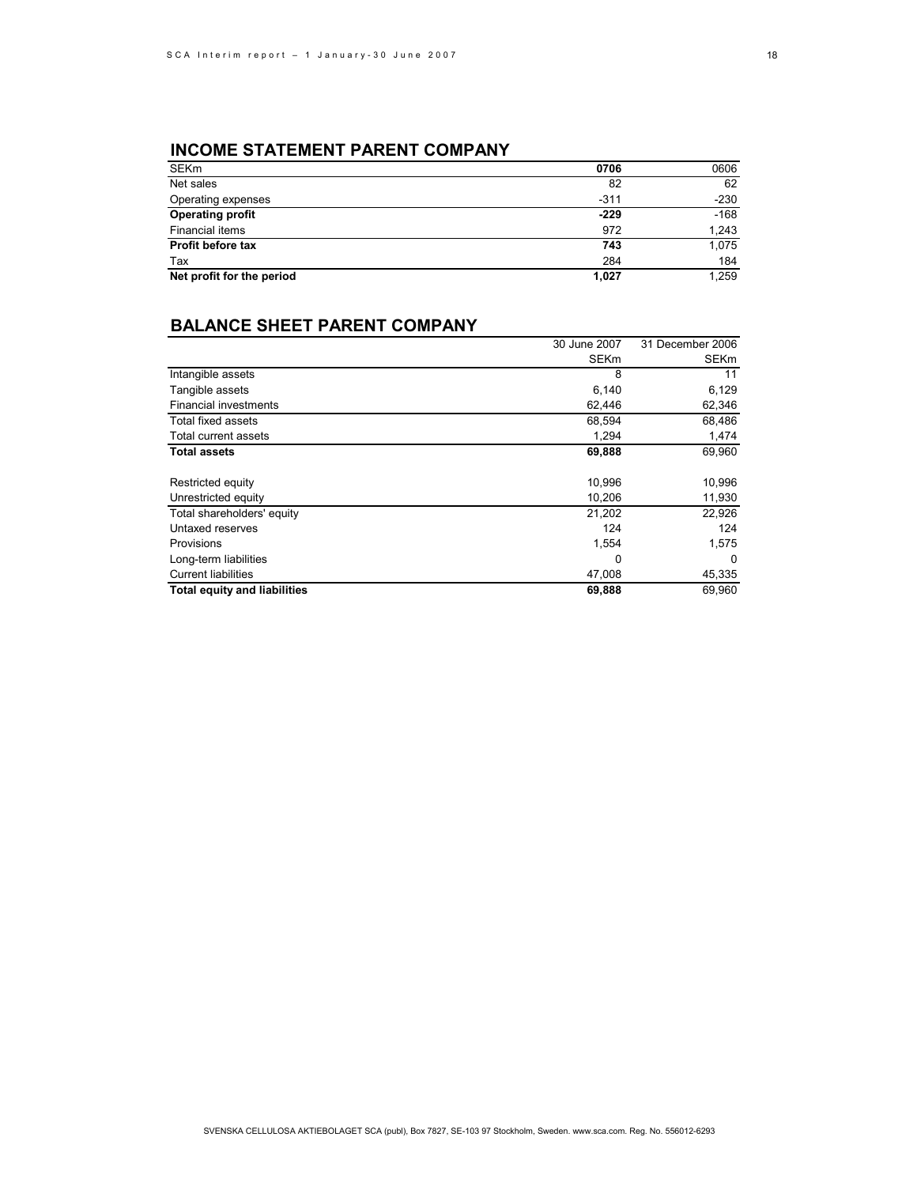## INCOME STATEMENT PARENT COMPANY

| SEKm | **0706** | 0606 |
| --- | --- | --- |
| Net sales | 82 | 62 |
| Operating expenses | -311 | -230 |
| **Operating profit** | **-229** | -168 |
| Financial items | 972 | 1,243 |
| **Profit before tax** | **743** | 1,075 |
| Tax | 284 | 184 |
| **Net profit for the period** | **1,027** | 1,259 |

## BALANCE SHEET PARENT COMPANY

| | 30 June 2007 SEKm | 31 December 2006 SEKm |
| --- | --- | --- |
| Intangible assets | 8 | 11 |
| Tangible assets | 6,140 | 6,129 |
| Financial investments | 62,446 | 62,346 |
| Total fixed assets | 68,594 | 68,486 |
| Total current assets | 1,294 | 1,474 |
| **Total assets** | **69,888** | 69,960 |
| | | |
| Restricted equity | 10,996 | 10,996 |
| Unrestricted equity | 10,206 | 11,930 |
| Total shareholders' equity | 21,202 | 22,926 |
| Untaxed reserves | 124 | 124 |
| Provisions | 1,554 | 1,575 |
| Long-term liabilities | 0 | 0 |
| Current liabilities | 47,008 | 45,335 |
| **Total equity and liabilities** | **69,888** | 69,960 |

SVENSKA CELLULOSA AKTIEBOLAGET SCA (publ), Box 7827, SE-103 97 Stockholm, Sweden. www.sca.com. Reg. No. 556012-6293